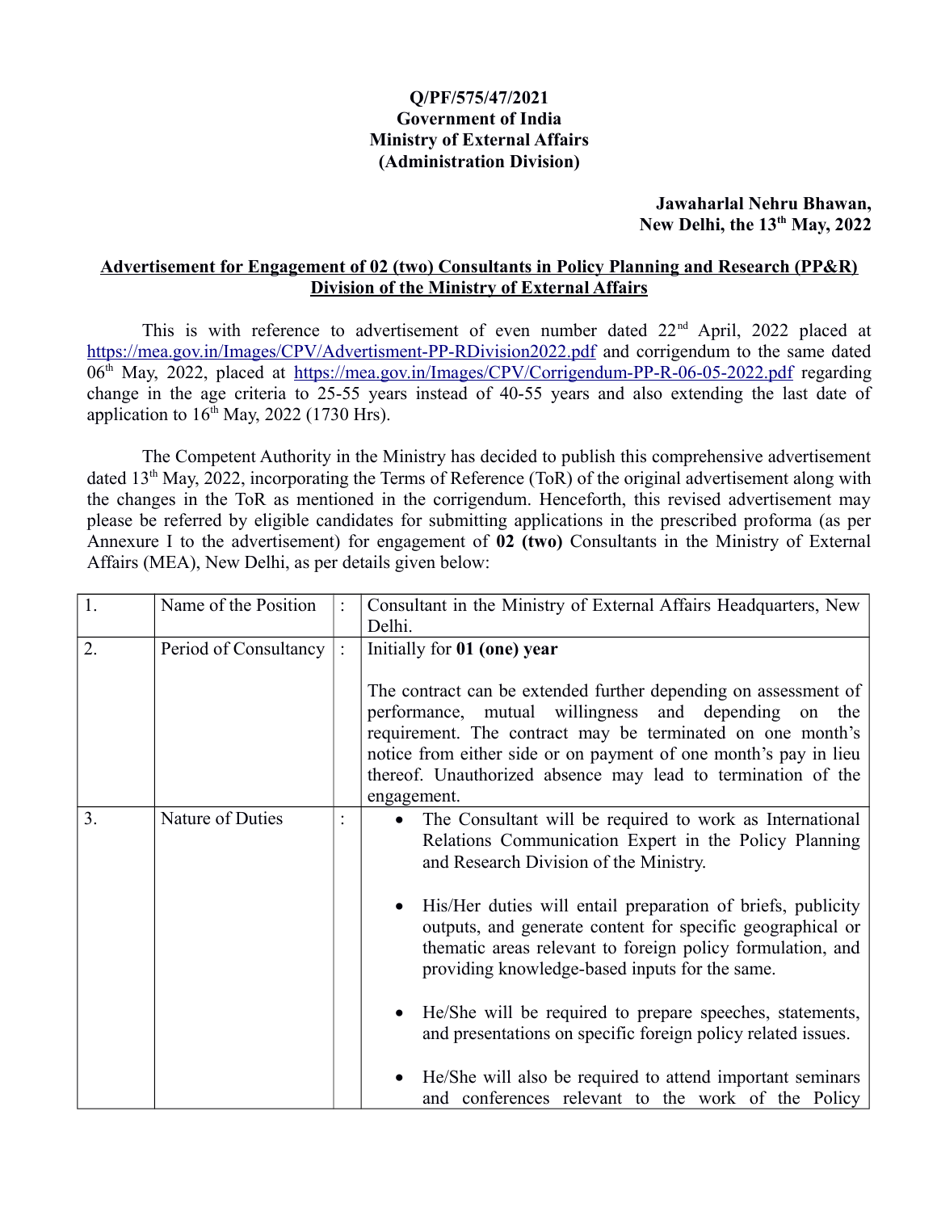**Q/PF/575/47/2021**
**Government of India**
**Ministry of External Affairs**
**(Administration Division)**

**Jawaharlal Nehru Bhawan,**
**New Delhi, the 13th May, 2022**

**Advertisement for Engagement of 02 (two) Consultants in Policy Planning and Research (PP&R) Division of the Ministry of External Affairs**

This is with reference to advertisement of even number dated 22nd April, 2022 placed at https://mea.gov.in/Images/CPV/Advertisment-PP-RDivision2022.pdf and corrigendum to the same dated 06th May, 2022, placed at https://mea.gov.in/Images/CPV/Corrigendum-PP-R-06-05-2022.pdf regarding change in the age criteria to 25-55 years instead of 40-55 years and also extending the last date of application to 16th May, 2022 (1730 Hrs).

The Competent Authority in the Ministry has decided to publish this comprehensive advertisement dated 13th May, 2022, incorporating the Terms of Reference (ToR) of the original advertisement along with the changes in the ToR as mentioned in the corrigendum. Henceforth, this revised advertisement may please be referred by eligible candidates for submitting applications in the prescribed proforma (as per Annexure I to the advertisement) for engagement of **02 (two)** Consultants in the Ministry of External Affairs (MEA), New Delhi, as per details given below:

| | | | |
|---|---|---|---|
| 1. | Name of the Position | : | Consultant in the Ministry of External Affairs Headquarters, New Delhi. |
| 2. | Period of Consultancy | : | Initially for **01 (one) year**<br><br>The contract can be extended further depending on assessment of performance, mutual willingness and depending on the requirement. The contract may be terminated on one month's notice from either side or on payment of one month's pay in lieu thereof. Unauthorized absence may lead to termination of the engagement. |
| 3. | Nature of Duties | : | • The Consultant will be required to work as International Relations Communication Expert in the Policy Planning and Research Division of the Ministry.<br><br>• His/Her duties will entail preparation of briefs, publicity outputs, and generate content for specific geographical or thematic areas relevant to foreign policy formulation, and providing knowledge-based inputs for the same.<br><br>• He/She will be required to prepare speeches, statements, and presentations on specific foreign policy related issues.<br><br>• He/She will also be required to attend important seminars and conferences relevant to the work of the Policy |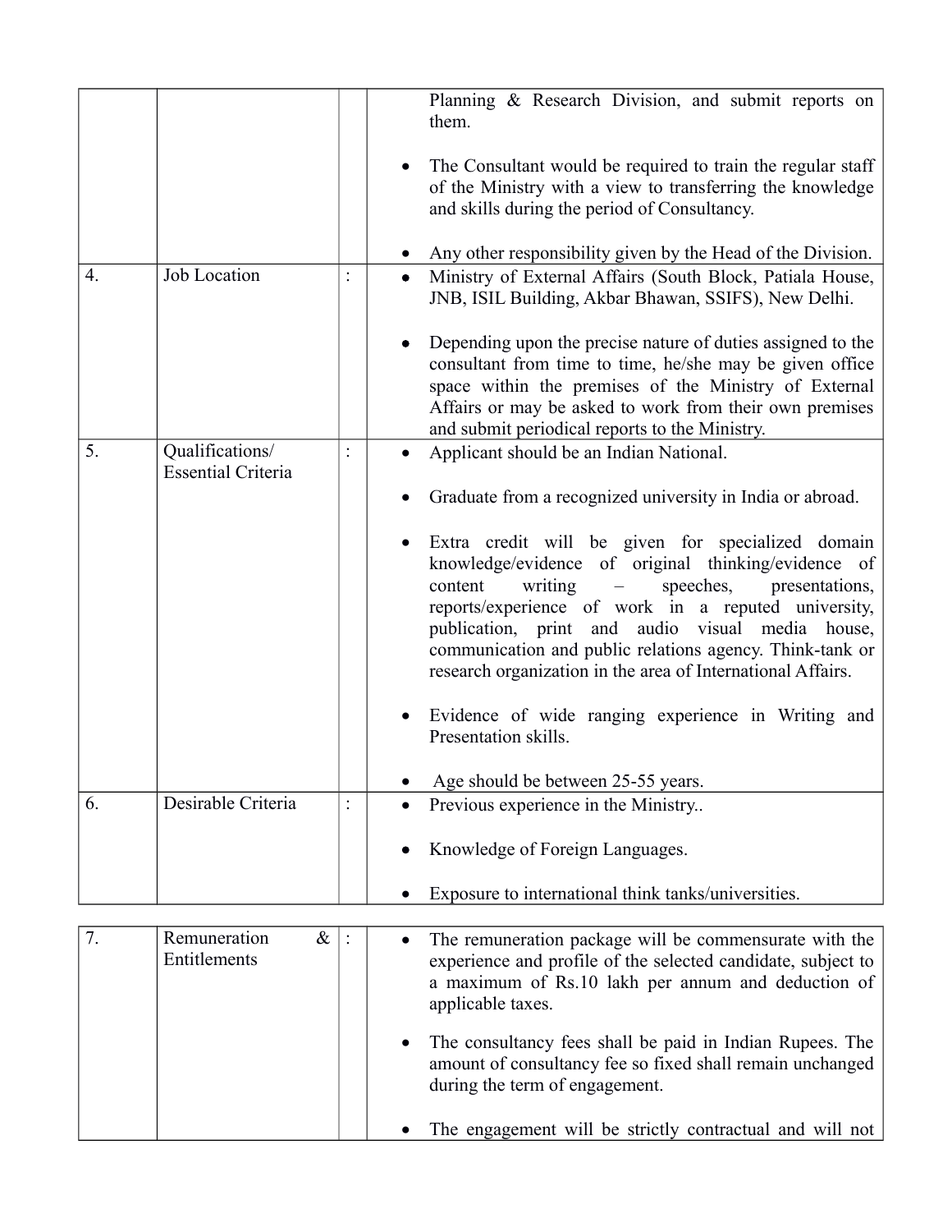| | | | |
|---|---|---|---|
| | | | Planning & Research Division, and submit reports on them.<br><br>• The Consultant would be required to train the regular staff of the Ministry with a view to transferring the knowledge and skills during the period of Consultancy.<br><br>• Any other responsibility given by the Head of the Division. |
| 4. | Job Location | : | • Ministry of External Affairs (South Block, Patiala House, JNB, ISIL Building, Akbar Bhawan, SSIFS), New Delhi.<br><br>• Depending upon the precise nature of duties assigned to the consultant from time to time, he/she may be given office space within the premises of the Ministry of External Affairs or may be asked to work from their own premises and submit periodical reports to the Ministry. |
| 5. | Qualifications/ Essential Criteria | : | • Applicant should be an Indian National.<br><br>• Graduate from a recognized university in India or abroad.<br><br>• Extra credit will be given for specialized domain knowledge/evidence of original thinking/evidence of content writing – speeches, presentations, reports/experience of work in a reputed university, publication, print and audio visual media house, communication and public relations agency. Think-tank or research organization in the area of International Affairs.<br><br>• Evidence of wide ranging experience in Writing and Presentation skills.<br><br>• Age should be between 25-55 years. |
| 6. | Desirable Criteria | : | • Previous experience in the Ministry..<br><br>• Knowledge of Foreign Languages.<br><br>• Exposure to international think tanks/universities. |

| | | | |
|---|---|---|---|
| 7. | Remuneration & Entitlements | : | • The remuneration package will be commensurate with the experience and profile of the selected candidate, subject to a maximum of Rs.10 lakh per annum and deduction of applicable taxes.<br><br>• The consultancy fees shall be paid in Indian Rupees. The amount of consultancy fee so fixed shall remain unchanged during the term of engagement.<br><br>• The engagement will be strictly contractual and will not |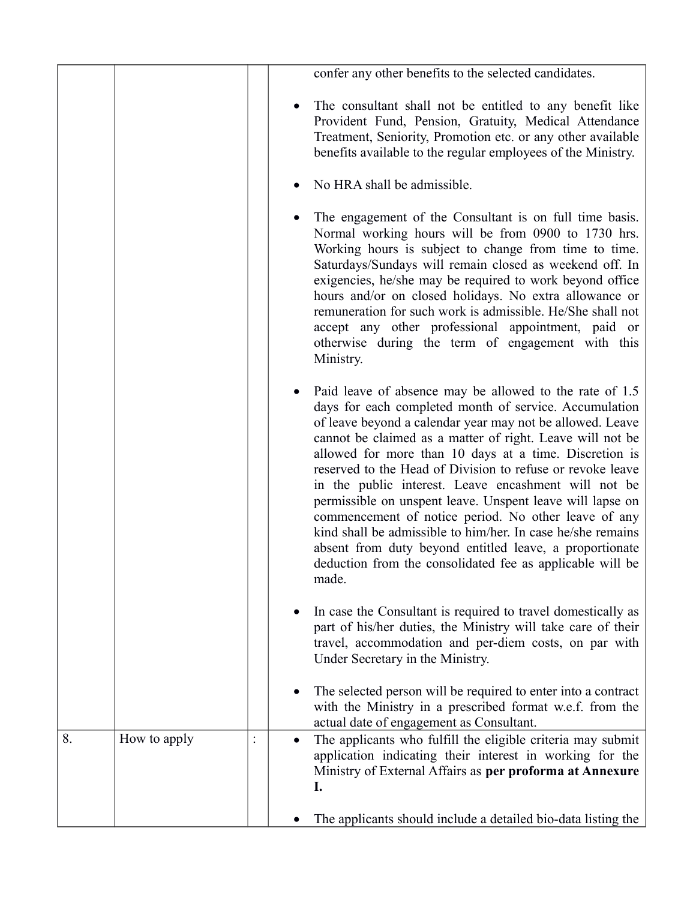| | | | |
|---|---|---|---|
| | | | confer any other benefits to the selected candidates.<br><br>• The consultant shall not be entitled to any benefit like Provident Fund, Pension, Gratuity, Medical Attendance Treatment, Seniority, Promotion etc. or any other available benefits available to the regular employees of the Ministry.<br><br>• No HRA shall be admissible.<br><br>• The engagement of the Consultant is on full time basis. Normal working hours will be from 0900 to 1730 hrs. Working hours is subject to change from time to time. Saturdays/Sundays will remain closed as weekend off. In exigencies, he/she may be required to work beyond office hours and/or on closed holidays. No extra allowance or remuneration for such work is admissible. He/She shall not accept any other professional appointment, paid or otherwise during the term of engagement with this Ministry.<br><br>• Paid leave of absence may be allowed to the rate of 1.5 days for each completed month of service. Accumulation of leave beyond a calendar year may not be allowed. Leave cannot be claimed as a matter of right. Leave will not be allowed for more than 10 days at a time. Discretion is reserved to the Head of Division to refuse or revoke leave in the public interest. Leave encashment will not be permissible on unspent leave. Unspent leave will lapse on commencement of notice period. No other leave of any kind shall be admissible to him/her. In case he/she remains absent from duty beyond entitled leave, a proportionate deduction from the consolidated fee as applicable will be made.<br><br>• In case the Consultant is required to travel domestically as part of his/her duties, the Ministry will take care of their travel, accommodation and per-diem costs, on par with Under Secretary in the Ministry.<br><br>• The selected person will be required to enter into a contract with the Ministry in a prescribed format w.e.f. from the actual date of engagement as Consultant. |
| 8. | How to apply | : | • The applicants who fulfill the eligible criteria may submit application indicating their interest in working for the Ministry of External Affairs as **per proforma at Annexure I.**<br><br>• The applicants should include a detailed bio-data listing the |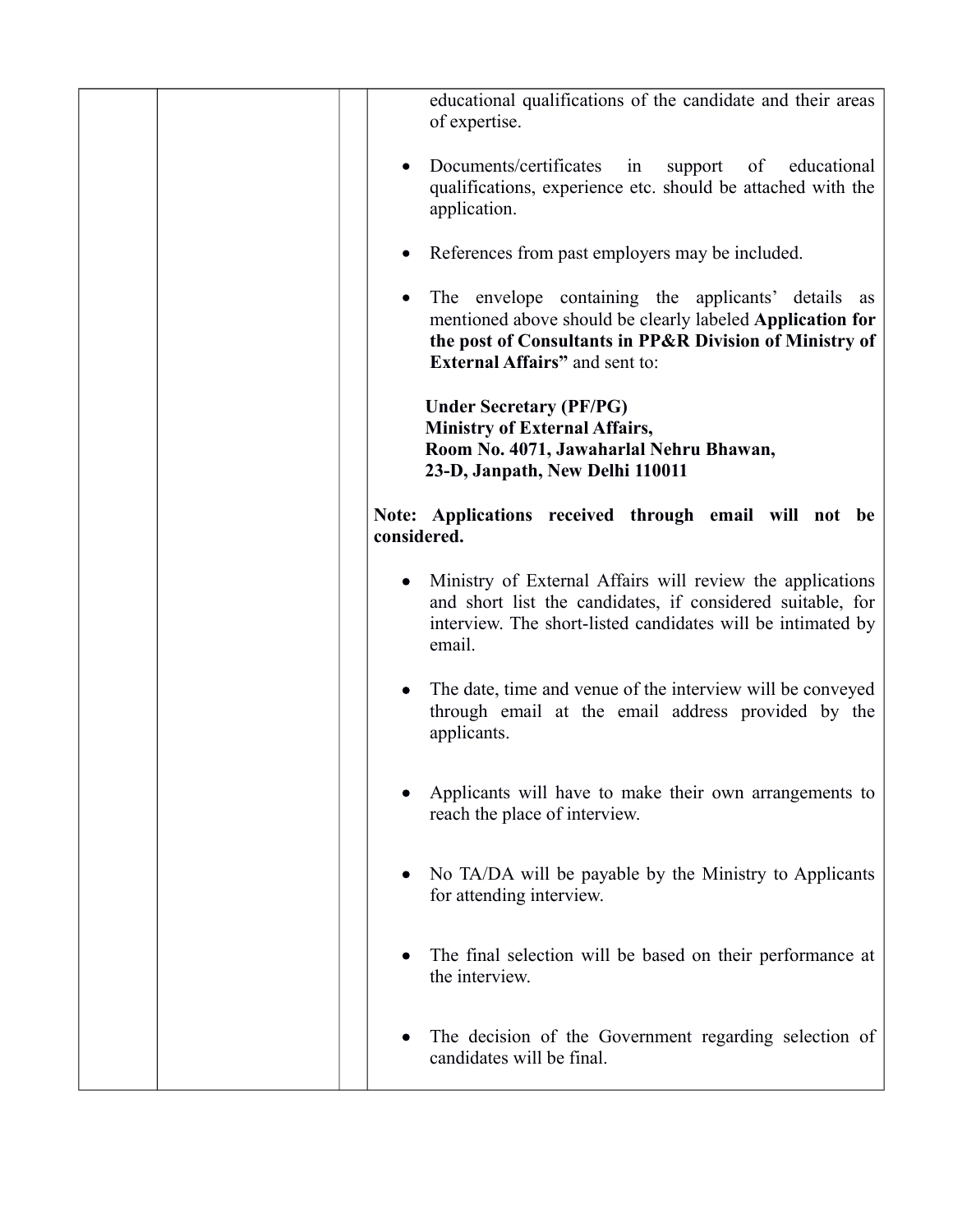| | | | educational qualifications of the candidate and their areas of expertise.<br><br>• Documents/certificates in support of educational qualifications, experience etc. should be attached with the application.<br><br>• References from past employers may be included.<br><br>• The envelope containing the applicants' details as mentioned above should be clearly labeled **Application for the post of Consultants in PP&R Division of Ministry of External Affairs"** and sent to:<br><br>**Under Secretary (PF/PG)**<br>**Ministry of External Affairs,**<br>**Room No. 4071, Jawaharlal Nehru Bhawan,**<br>**23-D, Janpath, New Delhi 110011**<br><br>**Note: Applications received through email will not be considered.**<br><br>• Ministry of External Affairs will review the applications and short list the candidates, if considered suitable, for interview. The short-listed candidates will be intimated by email.<br><br>• The date, time and venue of the interview will be conveyed through email at the email address provided by the applicants.<br><br>• Applicants will have to make their own arrangements to reach the place of interview.<br><br>• No TA/DA will be payable by the Ministry to Applicants for attending interview.<br><br>• The final selection will be based on their performance at the interview.<br><br>• The decision of the Government regarding selection of candidates will be final. |
|---|---|---|---|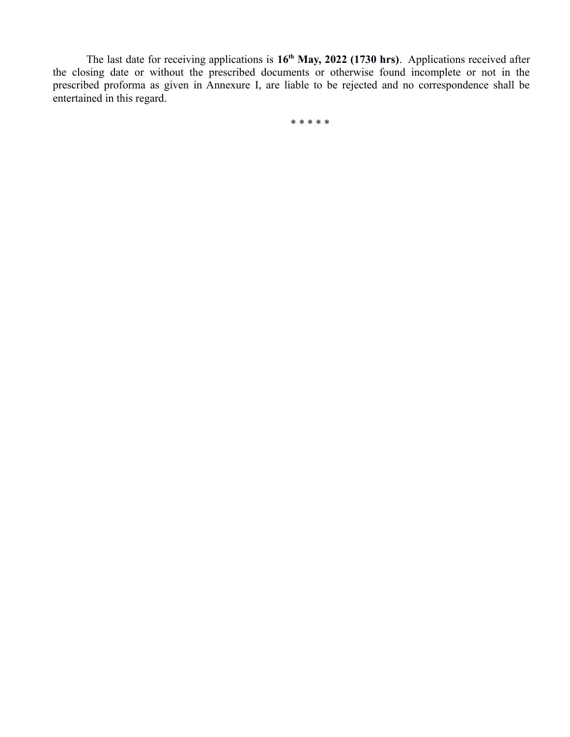The last date for receiving applications is **16th May, 2022 (1730 hrs)**. Applications received after the closing date or without the prescribed documents or otherwise found incomplete or not in the prescribed proforma as given in Annexure I, are liable to be rejected and no correspondence shall be entertained in this regard.

* * * * *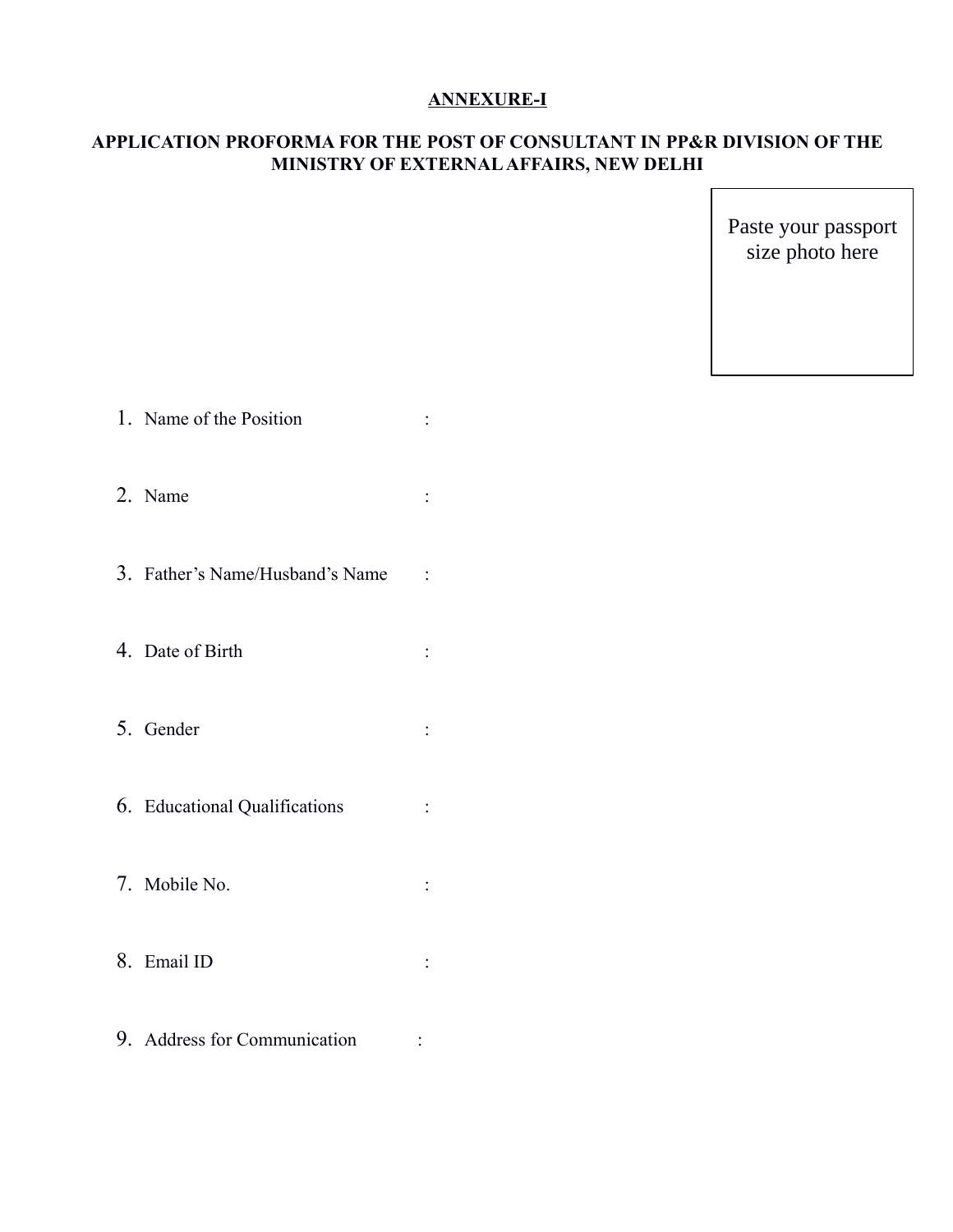**ANNEXURE-I**

**APPLICATION PROFORMA FOR THE POST OF CONSULTANT IN PP&R DIVISION OF THE MINISTRY OF EXTERNAL AFFAIRS, NEW DELHI**

Paste your passport size photo here

1. Name of the Position :

2. Name :

3. Father's Name/Husband's Name :

4. Date of Birth :

5. Gender :

6. Educational Qualifications :

7. Mobile No. :

8. Email ID :

9. Address for Communication :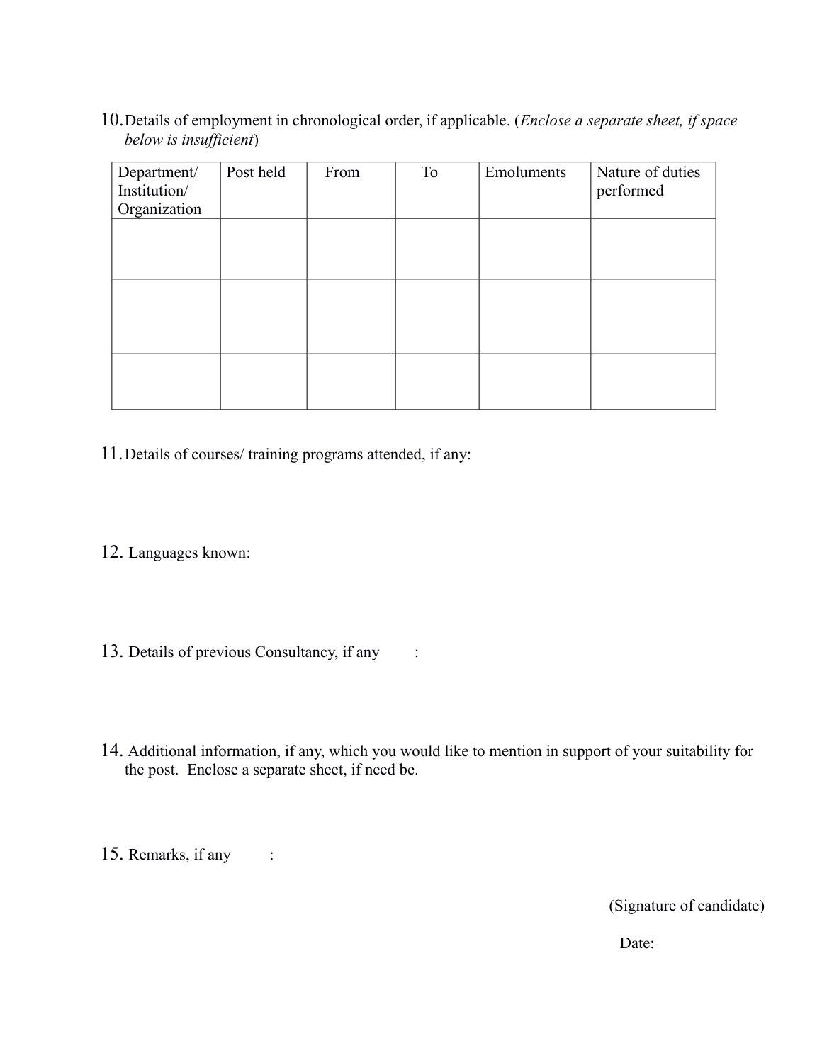10. Details of employment in chronological order, if applicable. (*Enclose a separate sheet, if space below is insufficient*)

| Department/ Institution/ Organization | Post held | From | To | Emoluments | Nature of duties performed |
|---|---|---|---|---|---|
| | | | | | |
| | | | | | |
| | | | | | |

11. Details of courses/ training programs attended, if any:

12. Languages known:

13. Details of previous Consultancy, if any :

14. Additional information, if any, which you would like to mention in support of your suitability for the post. Enclose a separate sheet, if need be.

15. Remarks, if any :

(Signature of candidate)

Date: